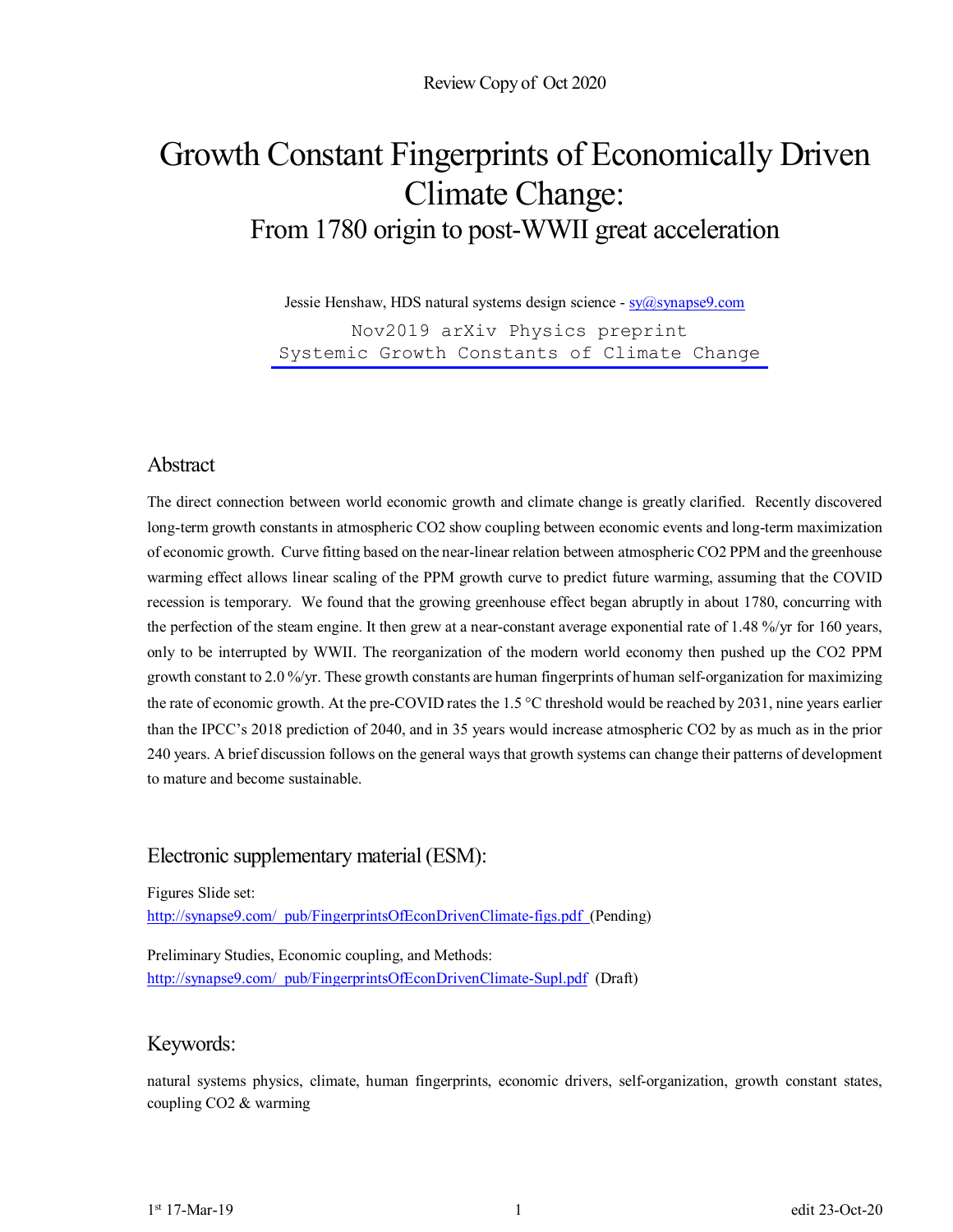Review Copy of Oct 2020

# Growth Constant Fingerprints of Economically Driven Climate Change:

## From 1780 origin to post-WWII great acceleration

Jessie Henshaw, HDS natural systems design science - sy@synapse9.com

Nov2019 arXiv Physics preprint
Systemic Growth Constants of Climate Change

## Abstract

The direct connection between world economic growth and climate change is greatly clarified. Recently discovered long-term growth constants in atmospheric CO2 show coupling between economic events and long-term maximization of economic growth. Curve fitting based on the near-linear relation between atmospheric CO2 PPM and the greenhouse warming effect allows linear scaling of the PPM growth curve to predict future warming, assuming that the COVID recession is temporary. We found that the growing greenhouse effect began abruptly in about 1780, concurring with the perfection of the steam engine. It then grew at a near-constant average exponential rate of 1.48 %/yr for 160 years, only to be interrupted by WWII. The reorganization of the modern world economy then pushed up the CO2 PPM growth constant to 2.0 %/yr. These growth constants are human fingerprints of human self-organization for maximizing the rate of economic growth. At the pre-COVID rates the 1.5 °C threshold would be reached by 2031, nine years earlier than the IPCC's 2018 prediction of 2040, and in 35 years would increase atmospheric CO2 by as much as in the prior 240 years. A brief discussion follows on the general ways that growth systems can change their patterns of development to mature and become sustainable.

## Electronic supplementary material (ESM):

Figures Slide set:
http://synapse9.com/_pub/FingerprintsOfEconDrivenClimate-figs.pdf (Pending)

Preliminary Studies, Economic coupling, and Methods:
http://synapse9.com/_pub/FingerprintsOfEconDrivenClimate-Supl.pdf (Draft)

## Keywords:

natural systems physics, climate, human fingerprints, economic drivers, self-organization, growth constant states, coupling CO2 & warming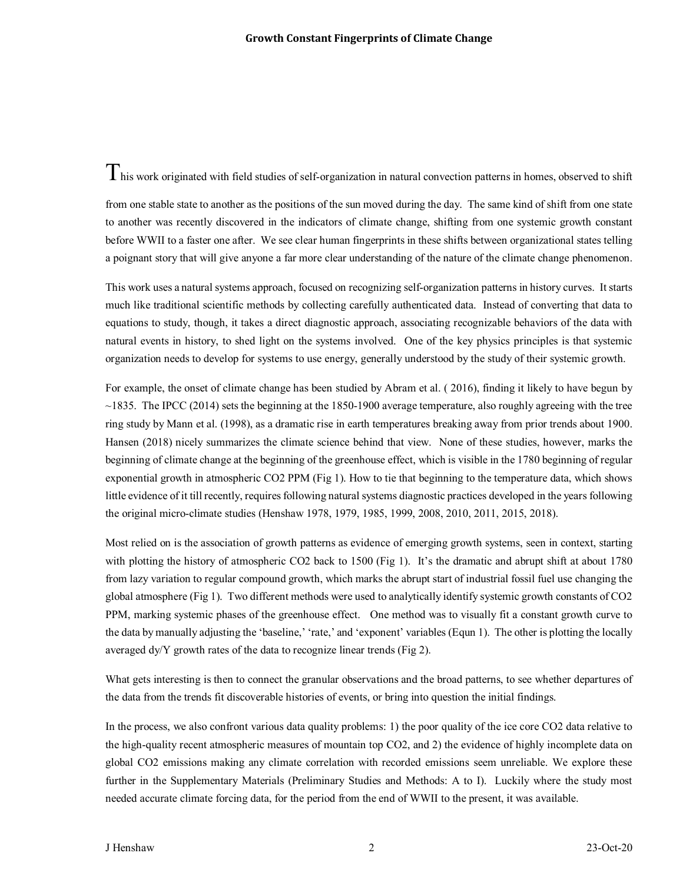This work originated with field studies of self-organization in natural convection patterns in homes, observed to shift from one stable state to another as the positions of the sun moved during the day. The same kind of shift from one state to another was recently discovered in the indicators of climate change, shifting from one systemic growth constant before WWII to a faster one after. We see clear human fingerprints in these shifts between organizational states telling a poignant story that will give anyone a far more clear understanding of the nature of the climate change phenomenon.

This work uses a natural systems approach, focused on recognizing self-organization patterns in history curves. It starts much like traditional scientific methods by collecting carefully authenticated data. Instead of converting that data to equations to study, though, it takes a direct diagnostic approach, associating recognizable behaviors of the data with natural events in history, to shed light on the systems involved. One of the key physics principles is that systemic organization needs to develop for systems to use energy, generally understood by the study of their systemic growth.

For example, the onset of climate change has been studied by Abram et al. ( 2016), finding it likely to have begun by ~1835. The IPCC (2014) sets the beginning at the 1850-1900 average temperature, also roughly agreeing with the tree ring study by Mann et al. (1998), as a dramatic rise in earth temperatures breaking away from prior trends about 1900. Hansen (2018) nicely summarizes the climate science behind that view. None of these studies, however, marks the beginning of climate change at the beginning of the greenhouse effect, which is visible in the 1780 beginning of regular exponential growth in atmospheric $CO_2$ PPM (Fig 1). How to tie that beginning to the temperature data, which shows little evidence of it till recently, requires following natural systems diagnostic practices developed in the years following the original micro-climate studies (Henshaw 1978, 1979, 1985, 1999, 2008, 2010, 2011, 2015, 2018).

Most relied on is the association of growth patterns as evidence of emerging growth systems, seen in context, starting with plotting the history of atmospheric $CO_2$ back to 1500 (Fig 1). It's the dramatic and abrupt shift at about 1780 from lazy variation to regular compound growth, which marks the abrupt start of industrial fossil fuel use changing the global atmosphere (Fig 1). Two different methods were used to analytically identify systemic growth constants of $CO_2$ PPM, marking systemic phases of the greenhouse effect. One method was to visually fit a constant growth curve to the data by manually adjusting the 'baseline,' 'rate,' and 'exponent' variables (Equn 1). The other is plotting the locally averaged dy/Y growth rates of the data to recognize linear trends (Fig 2).

What gets interesting is then to connect the granular observations and the broad patterns, to see whether departures of the data from the trends fit discoverable histories of events, or bring into question the initial findings.

In the process, we also confront various data quality problems: 1) the poor quality of the ice core $CO_2$ data relative to the high-quality recent atmospheric measures of mountain top $CO_2$, and 2) the evidence of highly incomplete data on global $CO_2$ emissions making any climate correlation with recorded emissions seem unreliable. We explore these further in the Supplementary Materials (Preliminary Studies and Methods: A to I). Luckily where the study most needed accurate climate forcing data, for the period from the end of WWII to the present, it was available.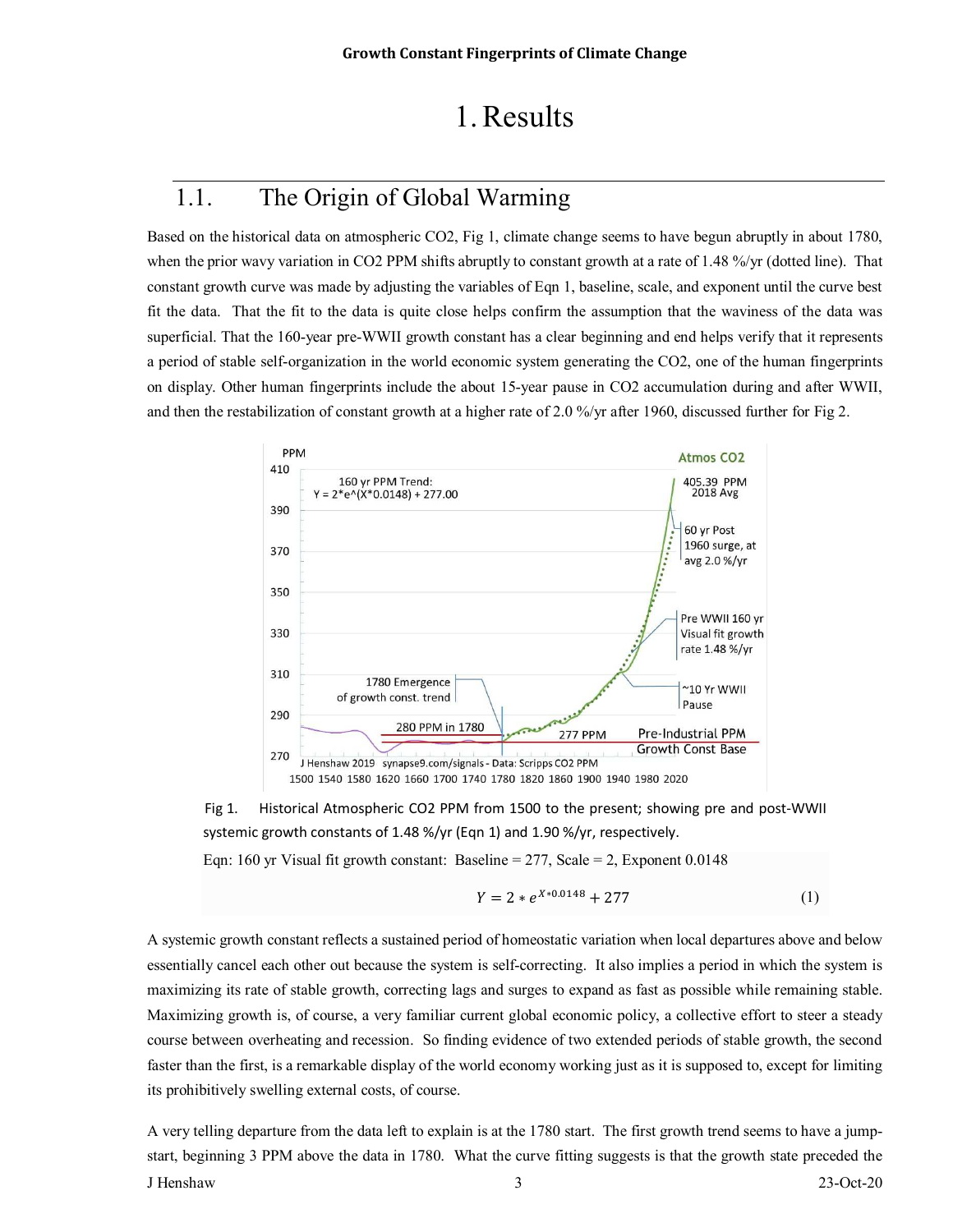# 1. Results

## 1.1. The Origin of Global Warming

Based on the historical data on atmospheric CO2, Fig 1, climate change seems to have begun abruptly in about 1780, when the prior wavy variation in CO2 PPM shifts abruptly to constant growth at a rate of 1.48 %/yr (dotted line). That constant growth curve was made by adjusting the variables of Eqn 1, baseline, scale, and exponent until the curve best fit the data. That the fit to the data is quite close helps confirm the assumption that the waviness of the data was superficial. That the 160-year pre-WWII growth constant has a clear beginning and end helps verify that it represents a period of stable self-organization in the world economic system generating the CO2, one of the human fingerprints on display. Other human fingerprints include the about 15-year pause in CO2 accumulation during and after WWII, and then the restabilization of constant growth at a higher rate of 2.0 %/yr after 1960, discussed further for Fig 2.

Fig 1. Historical Atmospheric CO2 PPM from 1500 to the present; showing pre and post-WWII systemic growth constants of 1.48 %/yr (Eqn 1) and 1.90 %/yr, respectively.

Eqn: 160 yr Visual fit growth constant: Baseline = 277, Scale = 2, Exponent 0.0148

$$Y = 2 * e^{X*0.0148} + 277 \tag{1}$$

A systemic growth constant reflects a sustained period of homeostatic variation when local departures above and below essentially cancel each other out because the system is self-correcting. It also implies a period in which the system is maximizing its rate of stable growth, correcting lags and surges to expand as fast as possible while remaining stable. Maximizing growth is, of course, a very familiar current global economic policy, a collective effort to steer a steady course between overheating and recession. So finding evidence of two extended periods of stable growth, the second faster than the first, is a remarkable display of the world economy working just as it is supposed to, except for limiting its prohibitively swelling external costs, of course.

A very telling departure from the data left to explain is at the 1780 start. The first growth trend seems to have a jump-start, beginning 3 PPM above the data in 1780. What the curve fitting suggests is that the growth state preceded the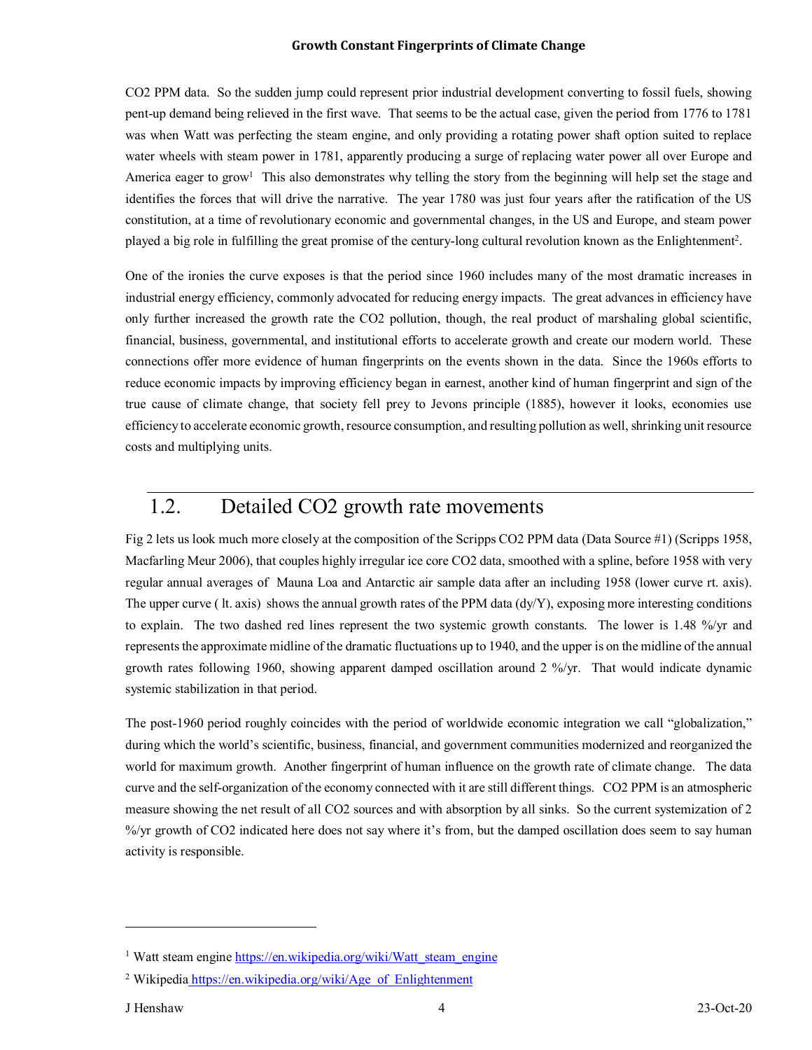CO2 PPM data. So the sudden jump could represent prior industrial development converting to fossil fuels, showing pent-up demand being relieved in the first wave. That seems to be the actual case, given the period from 1776 to 1781 was when Watt was perfecting the steam engine, and only providing a rotating power shaft option suited to replace water wheels with steam power in 1781, apparently producing a surge of replacing water power all over Europe and America eager to grow[1] This also demonstrates why telling the story from the beginning will help set the stage and identifies the forces that will drive the narrative. The year 1780 was just four years after the ratification of the US constitution, at a time of revolutionary economic and governmental changes, in the US and Europe, and steam power played a big role in fulfilling the great promise of the century-long cultural revolution known as the Enlightenment[2].

One of the ironies the curve exposes is that the period since 1960 includes many of the most dramatic increases in industrial energy efficiency, commonly advocated for reducing energy impacts. The great advances in efficiency have only further increased the growth rate the CO2 pollution, though, the real product of marshaling global scientific, financial, business, governmental, and institutional efforts to accelerate growth and create our modern world. These connections offer more evidence of human fingerprints on the events shown in the data. Since the 1960s efforts to reduce economic impacts by improving efficiency began in earnest, another kind of human fingerprint and sign of the true cause of climate change, that society fell prey to Jevons principle (1885), however it looks, economies use efficiency to accelerate economic growth, resource consumption, and resulting pollution as well, shrinking unit resource costs and multiplying units.

## 1.2. Detailed CO2 growth rate movements

Fig 2 lets us look much more closely at the composition of the Scripps CO2 PPM data (Data Source #1) (Scripps 1958, Macfarling Meur 2006), that couples highly irregular ice core CO2 data, smoothed with a spline, before 1958 with very regular annual averages of Mauna Loa and Antarctic air sample data after an including 1958 (lower curve rt. axis). The upper curve ( lt. axis) shows the annual growth rates of the PPM data (dy/Y), exposing more interesting conditions to explain. The two dashed red lines represent the two systemic growth constants. The lower is 1.48 %/yr and represents the approximate midline of the dramatic fluctuations up to 1940, and the upper is on the midline of the annual growth rates following 1960, showing apparent damped oscillation around 2 %/yr. That would indicate dynamic systemic stabilization in that period.

The post-1960 period roughly coincides with the period of worldwide economic integration we call "globalization," during which the world's scientific, business, financial, and government communities modernized and reorganized the world for maximum growth. Another fingerprint of human influence on the growth rate of climate change. The data curve and the self-organization of the economy connected with it are still different things. CO2 PPM is an atmospheric measure showing the net result of all CO2 sources and with absorption by all sinks. So the current systemization of 2 %/yr growth of CO2 indicated here does not say where it's from, but the damped oscillation does seem to say human activity is responsible.

---

[1] Watt steam engine https://en.wikipedia.org/wiki/Watt_steam_engine

[2] Wikipedia https://en.wikipedia.org/wiki/Age_of_Enlightenment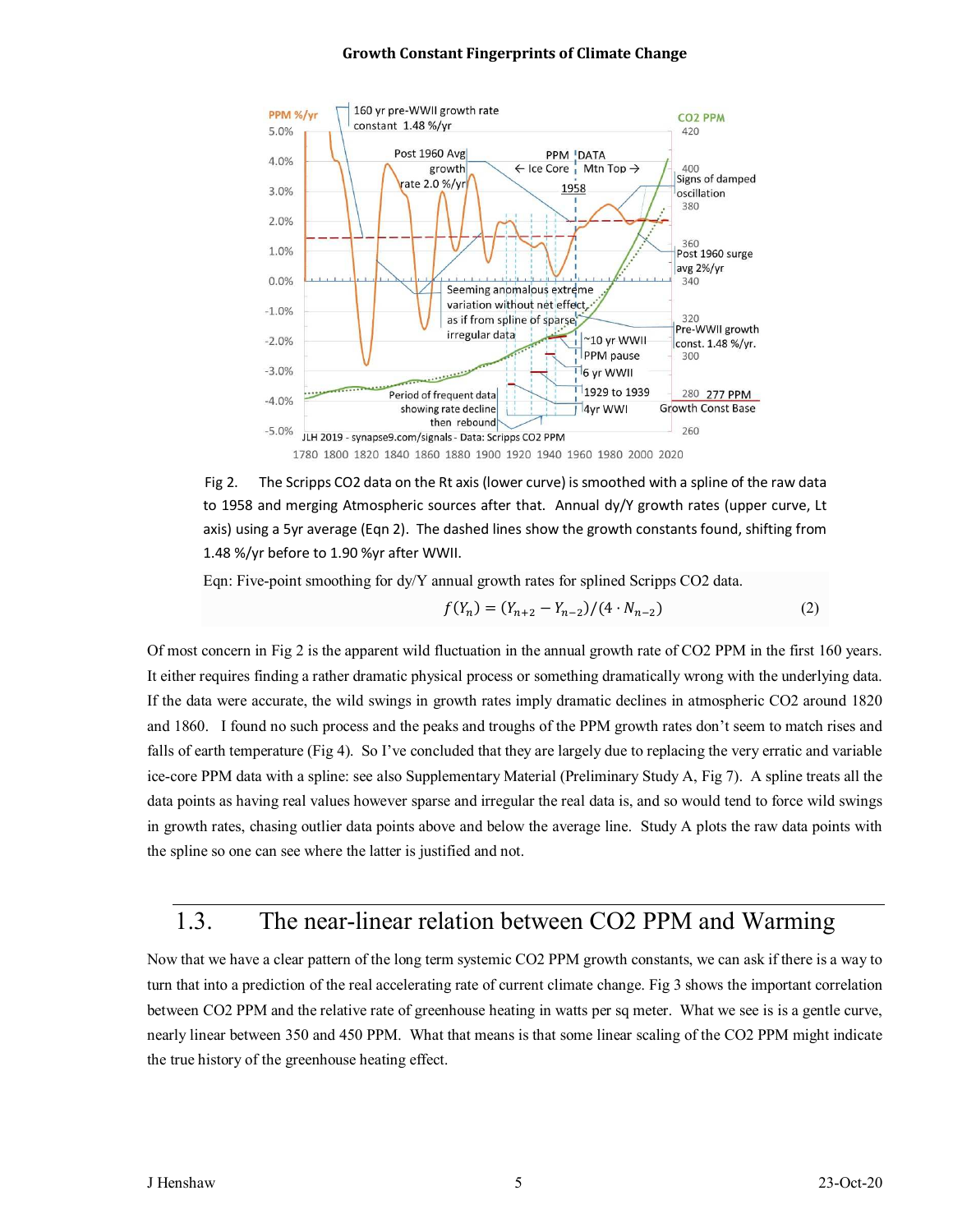Fig 2. The Scripps CO2 data on the Rt axis (lower curve) is smoothed with a spline of the raw data to 1958 and merging Atmospheric sources after that. Annual dy/Y growth rates (upper curve, Lt axis) using a 5yr average (Eqn 2). The dashed lines show the growth constants found, shifting from 1.48 %/yr before to 1.90 %yr after WWII.

Eqn: Five-point smoothing for dy/Y annual growth rates for splined Scripps CO2 data.

$$f(Y_n) = (Y_{n+2} - Y_{n-2})/(4 \cdot N_{n-2}) \tag{2}$$

Of most concern in Fig 2 is the apparent wild fluctuation in the annual growth rate of CO2 PPM in the first 160 years. It either requires finding a rather dramatic physical process or something dramatically wrong with the underlying data. If the data were accurate, the wild swings in growth rates imply dramatic declines in atmospheric CO2 around 1820 and 1860. I found no such process and the peaks and troughs of the PPM growth rates don't seem to match rises and falls of earth temperature (Fig 4). So I've concluded that they are largely due to replacing the very erratic and variable ice-core PPM data with a spline: see also Supplementary Material (Preliminary Study A, Fig 7). A spline treats all the data points as having real values however sparse and irregular the real data is, and so would tend to force wild swings in growth rates, chasing outlier data points above and below the average line. Study A plots the raw data points with the spline so one can see where the latter is justified and not.

## 1.3. The near-linear relation between CO2 PPM and Warming

Now that we have a clear pattern of the long term systemic CO2 PPM growth constants, we can ask if there is a way to turn that into a prediction of the real accelerating rate of current climate change. Fig 3 shows the important correlation between CO2 PPM and the relative rate of greenhouse heating in watts per sq meter. What we see is is a gentle curve, nearly linear between 350 and 450 PPM. What that means is that some linear scaling of the CO2 PPM might indicate the true history of the greenhouse heating effect.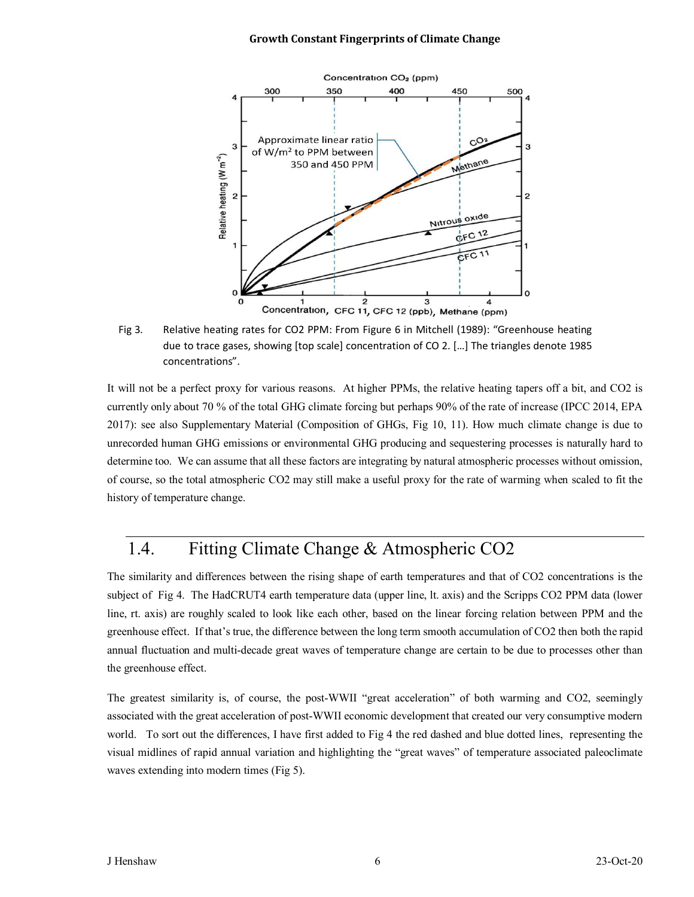Fig 3. Relative heating rates for CO2 PPM: From Figure 6 in Mitchell (1989): "Greenhouse heating due to trace gases, showing [top scale] concentration of CO 2. […] The triangles denote 1985 concentrations".

It will not be a perfect proxy for various reasons. At higher PPMs, the relative heating tapers off a bit, and CO2 is currently only about 70 % of the total GHG climate forcing but perhaps 90% of the rate of increase (IPCC 2014, EPA 2017): see also Supplementary Material (Composition of GHGs, Fig 10, 11). How much climate change is due to unrecorded human GHG emissions or environmental GHG producing and sequestering processes is naturally hard to determine too. We can assume that all these factors are integrating by natural atmospheric processes without omission, of course, so the total atmospheric CO2 may still make a useful proxy for the rate of warming when scaled to fit the history of temperature change.

## 1.4. Fitting Climate Change & Atmospheric CO2

The similarity and differences between the rising shape of earth temperatures and that of CO2 concentrations is the subject of Fig 4. The HadCRUT4 earth temperature data (upper line, lt. axis) and the Scripps CO2 PPM data (lower line, rt. axis) are roughly scaled to look like each other, based on the linear forcing relation between PPM and the greenhouse effect. If that's true, the difference between the long term smooth accumulation of CO2 then both the rapid annual fluctuation and multi-decade great waves of temperature change are certain to be due to processes other than the greenhouse effect.

The greatest similarity is, of course, the post-WWII "great acceleration" of both warming and CO2, seemingly associated with the great acceleration of post-WWII economic development that created our very consumptive modern world. To sort out the differences, I have first added to Fig 4 the red dashed and blue dotted lines, representing the visual midlines of rapid annual variation and highlighting the "great waves" of temperature associated paleoclimate waves extending into modern times (Fig 5).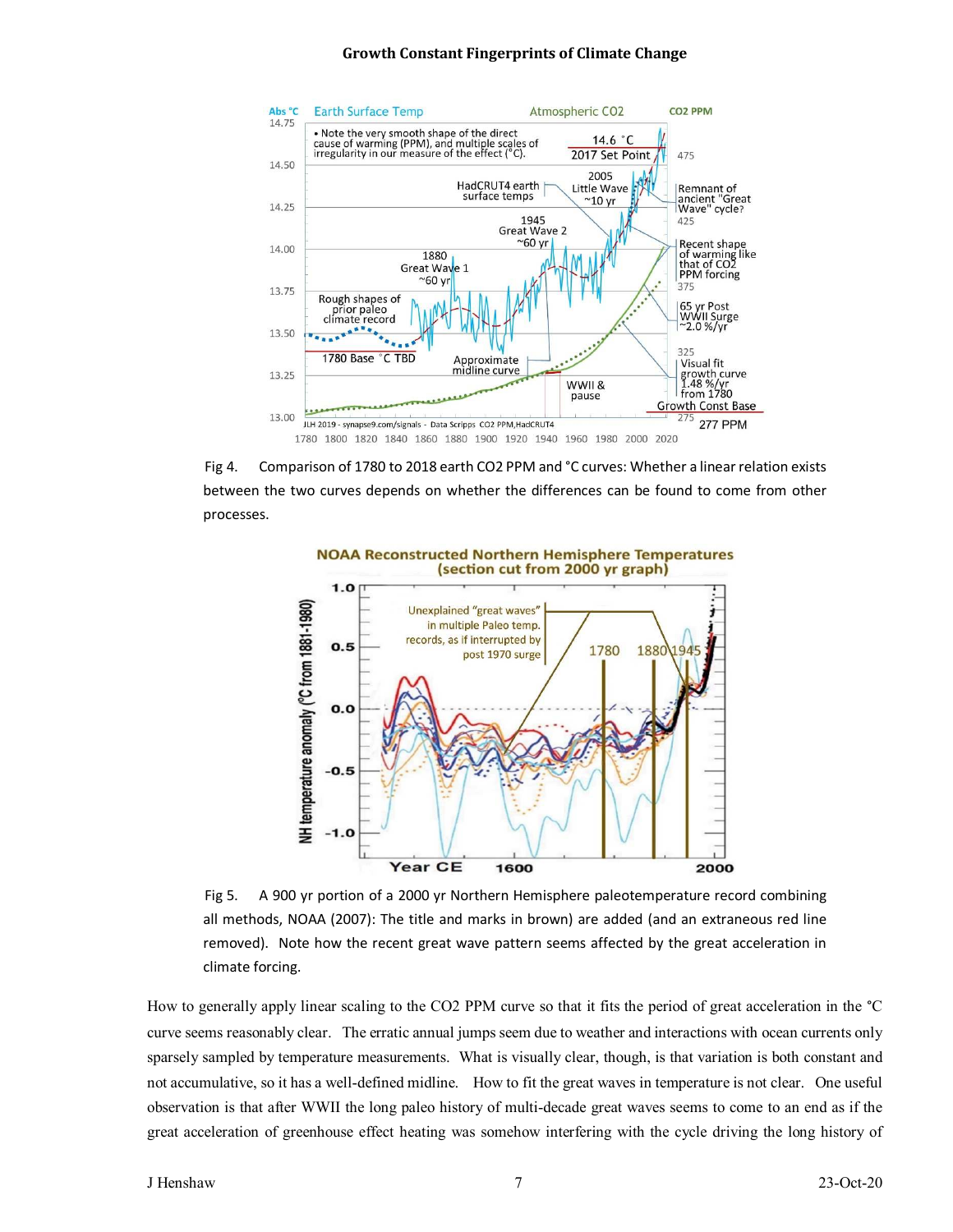Fig 4. Comparison of 1780 to 2018 earth CO2 PPM and °C curves: Whether a linear relation exists between the two curves depends on whether the differences can be found to come from other processes.

Fig 5. A 900 yr portion of a 2000 yr Northern Hemisphere paleotemperature record combining all methods, NOAA (2007): The title and marks in brown) are added (and an extraneous red line removed). Note how the recent great wave pattern seems affected by the great acceleration in climate forcing.

How to generally apply linear scaling to the CO2 PPM curve so that it fits the period of great acceleration in the °C curve seems reasonably clear. The erratic annual jumps seem due to weather and interactions with ocean currents only sparsely sampled by temperature measurements. What is visually clear, though, is that variation is both constant and not accumulative, so it has a well-defined midline. How to fit the great waves in temperature is not clear. One useful observation is that after WWII the long paleo history of multi-decade great waves seems to come to an end as if the great acceleration of greenhouse effect heating was somehow interfering with the cycle driving the long history of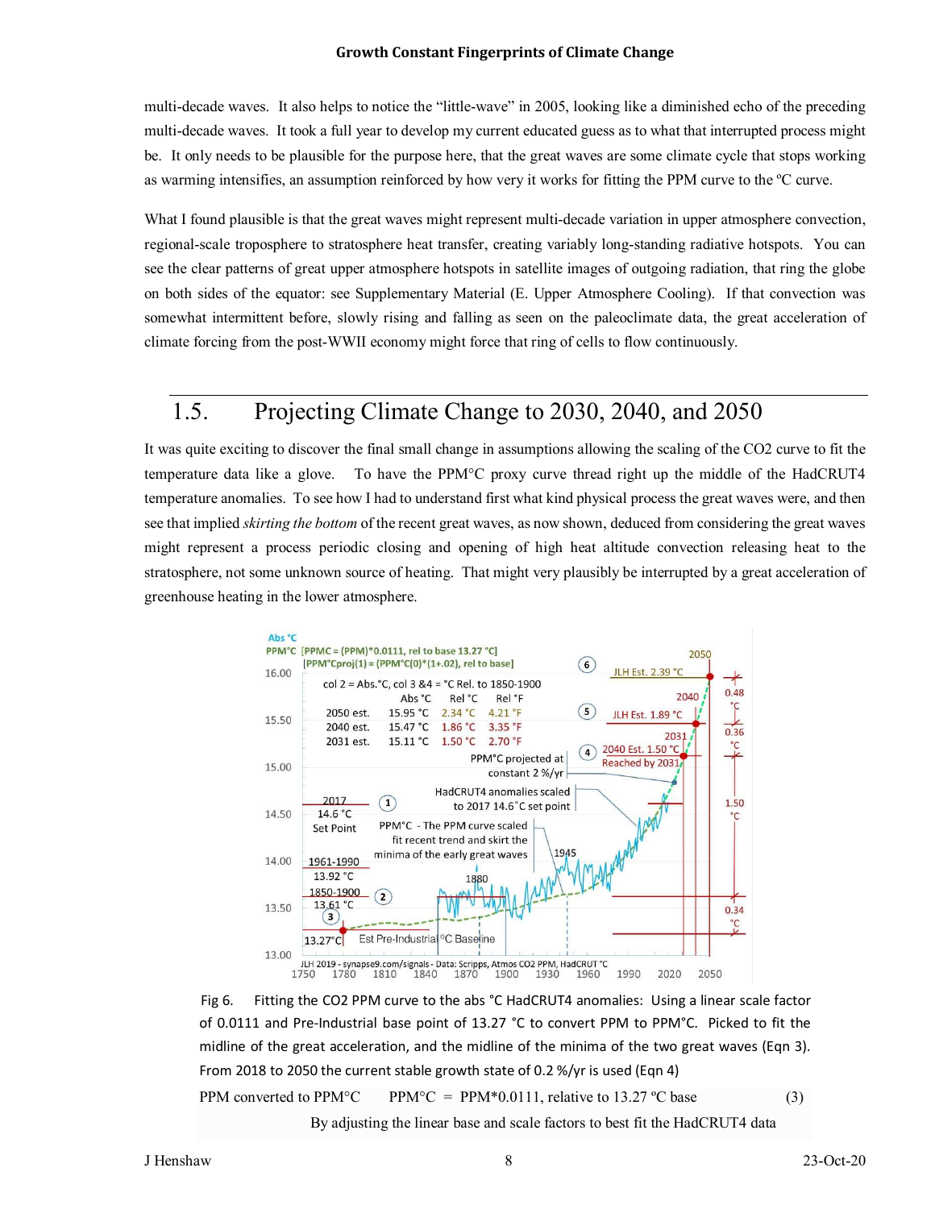multi-decade waves. It also helps to notice the "little-wave" in 2005, looking like a diminished echo of the preceding multi-decade waves. It took a full year to develop my current educated guess as to what that interrupted process might be. It only needs to be plausible for the purpose here, that the great waves are some climate cycle that stops working as warming intensifies, an assumption reinforced by how very it works for fitting the PPM curve to the ºC curve.

What I found plausible is that the great waves might represent multi-decade variation in upper atmosphere convection, regional-scale troposphere to stratosphere heat transfer, creating variably long-standing radiative hotspots. You can see the clear patterns of great upper atmosphere hotspots in satellite images of outgoing radiation, that ring the globe on both sides of the equator: see Supplementary Material (E. Upper Atmosphere Cooling). If that convection was somewhat intermittent before, slowly rising and falling as seen on the paleoclimate data, the great acceleration of climate forcing from the post-WWII economy might force that ring of cells to flow continuously.

## 1.5. Projecting Climate Change to 2030, 2040, and 2050

It was quite exciting to discover the final small change in assumptions allowing the scaling of the CO2 curve to fit the temperature data like a glove. To have the PPM°C proxy curve thread right up the middle of the HadCRUT4 temperature anomalies. To see how I had to understand first what kind physical process the great waves were, and then see that implied *skirting the bottom* of the recent great waves, as now shown, deduced from considering the great waves might represent a process periodic closing and opening of high heat altitude convection releasing heat to the stratosphere, not some unknown source of heating. That might very plausibly be interrupted by a great acceleration of greenhouse heating in the lower atmosphere.

Fig 6. Fitting the CO2 PPM curve to the abs °C HadCRUT4 anomalies: Using a linear scale factor of 0.0111 and Pre-Industrial base point of 13.27 °C to convert PPM to PPM°C. Picked to fit the midline of the great acceleration, and the midline of the minima of the two great waves (Eqn 3). From 2018 to 2050 the current stable growth state of 0.2 %/yr is used (Eqn 4)

PPM converted to PPM°C  $\quad$ PPM°C = PPM*0.0111, relative to 13.27 ºC base $\quad$ (3)

By adjusting the linear base and scale factors to best fit the HadCRUT4 data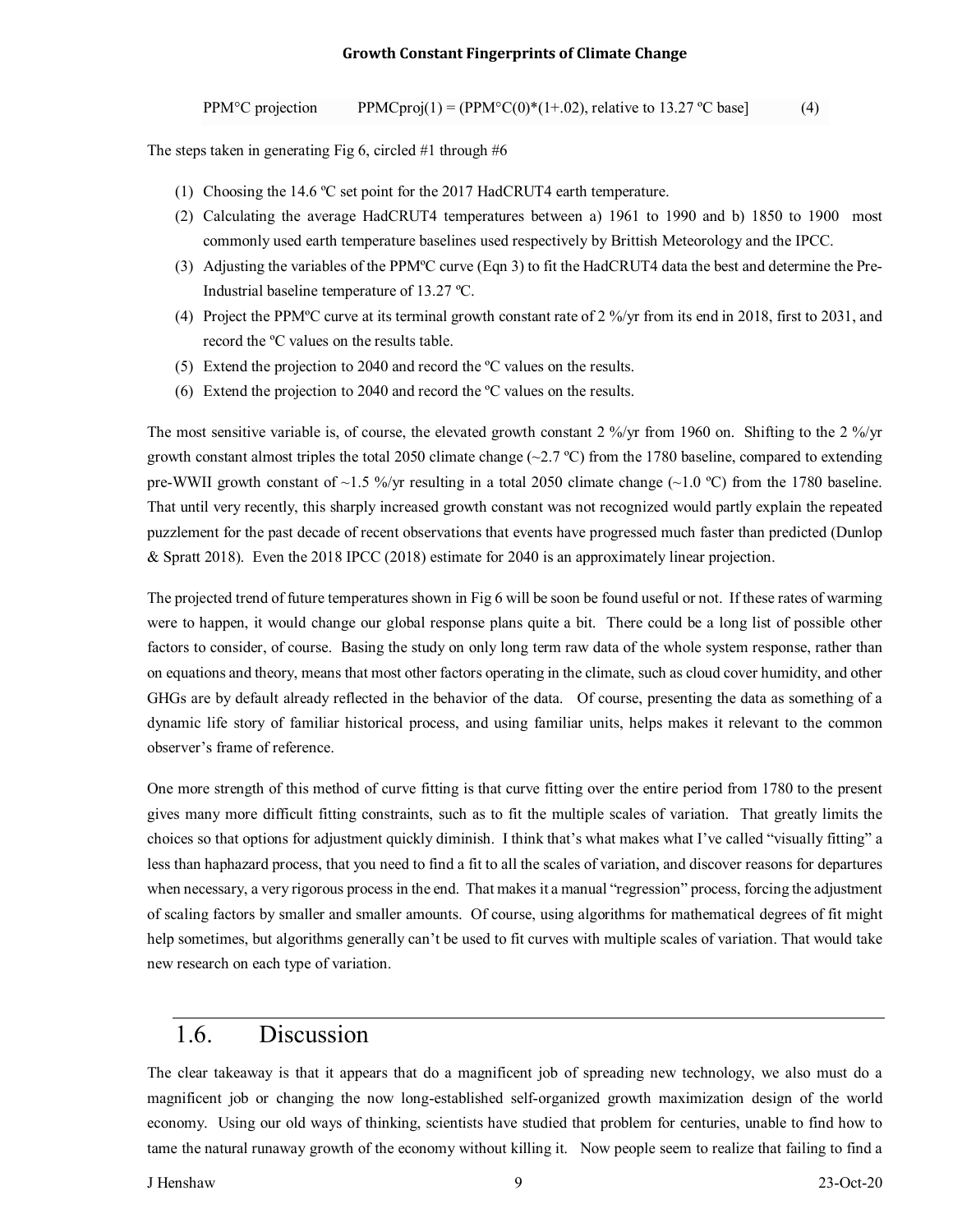PPM°C projection PPMCproj(1) = (PPM°C(0)*(1+.02), relative to 13.27 ºC base] (4)

The steps taken in generating Fig 6, circled #1 through #6

1. Choosing the 14.6 ºC set point for the 2017 HadCRUT4 earth temperature.
2. Calculating the average HadCRUT4 temperatures between a) 1961 to 1990 and b) 1850 to 1900 most commonly used earth temperature baselines used respectively by Brittish Meteorology and the IPCC.
3. Adjusting the variables of the PPMºC curve (Eqn 3) to fit the HadCRUT4 data the best and determine the Pre-Industrial baseline temperature of 13.27 ºC.
4. Project the PPMºC curve at its terminal growth constant rate of 2 %/yr from its end in 2018, first to 2031, and record the ºC values on the results table.
5. Extend the projection to 2040 and record the ºC values on the results.
6. Extend the projection to 2040 and record the ºC values on the results.

The most sensitive variable is, of course, the elevated growth constant 2 %/yr from 1960 on. Shifting to the 2 %/yr growth constant almost triples the total 2050 climate change (~2.7 ºC) from the 1780 baseline, compared to extending pre-WWII growth constant of ~1.5 %/yr resulting in a total 2050 climate change (~1.0 ºC) from the 1780 baseline. That until very recently, this sharply increased growth constant was not recognized would partly explain the repeated puzzlement for the past decade of recent observations that events have progressed much faster than predicted (Dunlop & Spratt 2018). Even the 2018 IPCC (2018) estimate for 2040 is an approximately linear projection.

The projected trend of future temperatures shown in Fig 6 will be soon be found useful or not. If these rates of warming were to happen, it would change our global response plans quite a bit. There could be a long list of possible other factors to consider, of course. Basing the study on only long term raw data of the whole system response, rather than on equations and theory, means that most other factors operating in the climate, such as cloud cover humidity, and other GHGs are by default already reflected in the behavior of the data. Of course, presenting the data as something of a dynamic life story of familiar historical process, and using familiar units, helps makes it relevant to the common observer's frame of reference.

One more strength of this method of curve fitting is that curve fitting over the entire period from 1780 to the present gives many more difficult fitting constraints, such as to fit the multiple scales of variation. That greatly limits the choices so that options for adjustment quickly diminish. I think that's what makes what I've called "visually fitting" a less than haphazard process, that you need to find a fit to all the scales of variation, and discover reasons for departures when necessary, a very rigorous process in the end. That makes it a manual "regression" process, forcing the adjustment of scaling factors by smaller and smaller amounts. Of course, using algorithms for mathematical degrees of fit might help sometimes, but algorithms generally can't be used to fit curves with multiple scales of variation. That would take new research on each type of variation.

## 1.6. Discussion

The clear takeaway is that it appears that do a magnificent job of spreading new technology, we also must do a magnificent job or changing the now long-established self-organized growth maximization design of the world economy. Using our old ways of thinking, scientists have studied that problem for centuries, unable to find how to tame the natural runaway growth of the economy without killing it. Now people seem to realize that failing to find a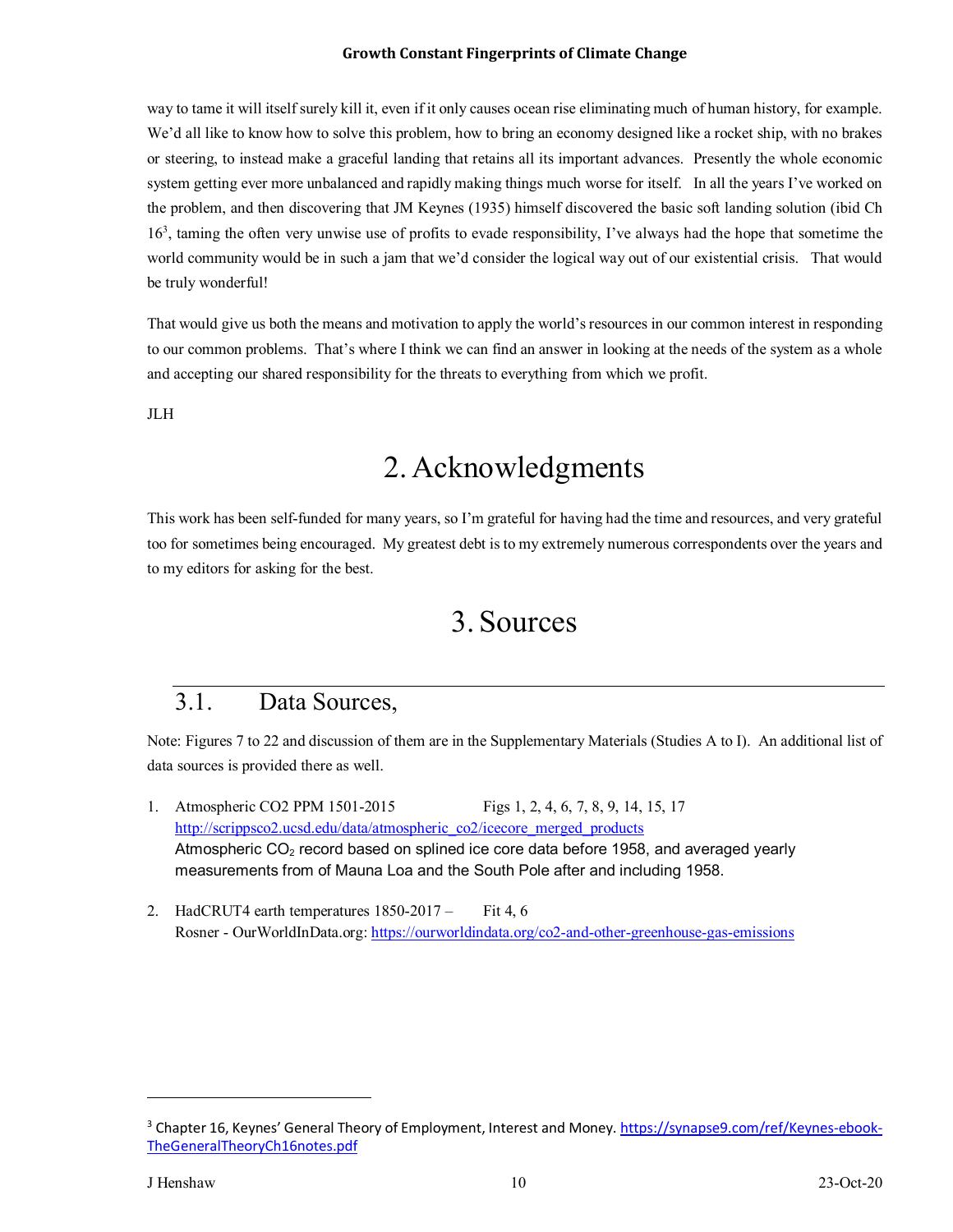way to tame it will itself surely kill it, even if it only causes ocean rise eliminating much of human history, for example. We'd all like to know how to solve this problem, how to bring an economy designed like a rocket ship, with no brakes or steering, to instead make a graceful landing that retains all its important advances. Presently the whole economic system getting ever more unbalanced and rapidly making things much worse for itself. In all the years I've worked on the problem, and then discovering that JM Keynes (1935) himself discovered the basic soft landing solution (ibid Ch 16[3], taming the often very unwise use of profits to evade responsibility, I've always had the hope that sometime the world community would be in such a jam that we'd consider the logical way out of our existential crisis. That would be truly wonderful!

That would give us both the means and motivation to apply the world's resources in our common interest in responding to our common problems. That's where I think we can find an answer in looking at the needs of the system as a whole and accepting our shared responsibility for the threats to everything from which we profit.

JLH

# 2. Acknowledgments

This work has been self-funded for many years, so I'm grateful for having had the time and resources, and very grateful too for sometimes being encouraged. My greatest debt is to my extremely numerous correspondents over the years and to my editors for asking for the best.

# 3. Sources

## 3.1. Data Sources,

Note: Figures 7 to 22 and discussion of them are in the Supplementary Materials (Studies A to I). An additional list of data sources is provided there as well.

1. Atmospheric CO2 PPM 1501-2015 Figs 1, 2, 4, 6, 7, 8, 9, 14, 15, 17
   http://scrippsco2.ucsd.edu/data/atmospheric_co2/icecore_merged_products
   Atmospheric $CO_2$ record based on splined ice core data before 1958, and averaged yearly measurements from of Mauna Loa and the South Pole after and including 1958.

2. HadCRUT4 earth temperatures 1850-2017 – Fit 4, 6
   Rosner - OurWorldInData.org: https://ourworldindata.org/co2-and-other-greenhouse-gas-emissions

---

[3] Chapter 16, Keynes' General Theory of Employment, Interest and Money. https://synapse9.com/ref/Keynes-ebook-TheGeneralTheoryCh16notes.pdf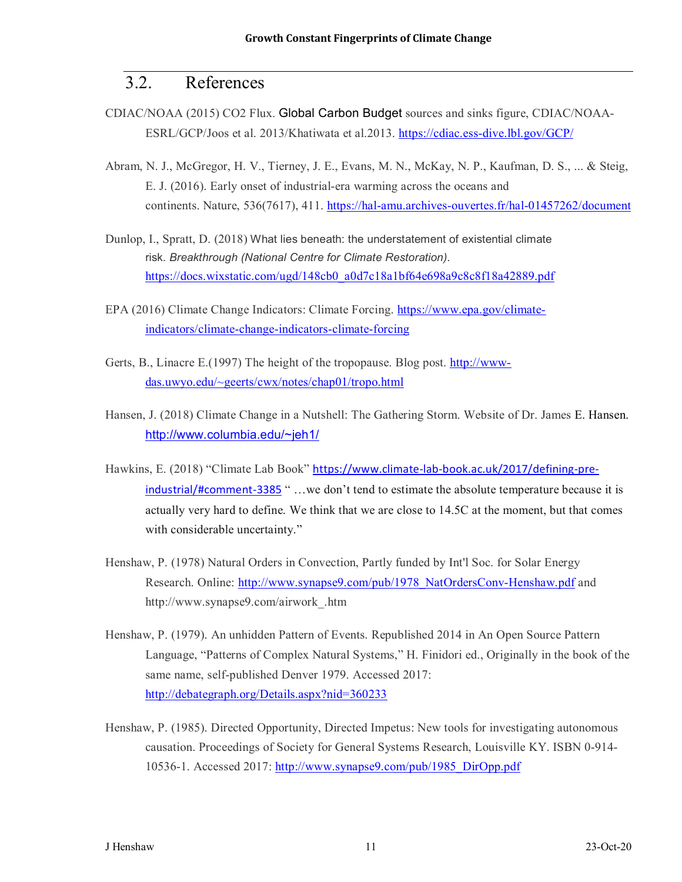## 3.2. References

CDIAC/NOAA (2015) CO2 Flux. Global Carbon Budget sources and sinks figure, CDIAC/NOAA-ESRL/GCP/Joos et al. 2013/Khatiwata et al.2013. https://cdiac.ess-dive.lbl.gov/GCP/

Abram, N. J., McGregor, H. V., Tierney, J. E., Evans, M. N., McKay, N. P., Kaufman, D. S., ... & Steig, E. J. (2016). Early onset of industrial-era warming across the oceans and continents. Nature, 536(7617), 411. https://hal-amu.archives-ouvertes.fr/hal-01457262/document

Dunlop, I., Spratt, D. (2018) What lies beneath: the understatement of existential climate risk. *Breakthrough (National Centre for Climate Restoration)*. https://docs.wixstatic.com/ugd/148cb0_a0d7c18a1bf64e698a9c8c8f18a42889.pdf

EPA (2016) Climate Change Indicators: Climate Forcing. https://www.epa.gov/climate-indicators/climate-change-indicators-climate-forcing

Gerts, B., Linacre E.(1997) The height of the tropopause. Blog post. http://www-das.uwyo.edu/~geerts/cwx/notes/chap01/tropo.html

Hansen, J. (2018) Climate Change in a Nutshell: The Gathering Storm. Website of Dr. James E. Hansen. http://www.columbia.edu/~jeh1/

Hawkins, E. (2018) "Climate Lab Book" https://www.climate-lab-book.ac.uk/2017/defining-pre-industrial/#comment-3385 " …we don't tend to estimate the absolute temperature because it is actually very hard to define. We think that we are close to 14.5C at the moment, but that comes with considerable uncertainty."

Henshaw, P. (1978) Natural Orders in Convection, Partly funded by Int'l Soc. for Solar Energy Research. Online: http://www.synapse9.com/pub/1978_NatOrdersConv-Henshaw.pdf and http://www.synapse9.com/airwork_.htm

Henshaw, P. (1979). An unhidden Pattern of Events. Republished 2014 in An Open Source Pattern Language, "Patterns of Complex Natural Systems," H. Finidori ed., Originally in the book of the same name, self-published Denver 1979. Accessed 2017: http://debategraph.org/Details.aspx?nid=360233

Henshaw, P. (1985). Directed Opportunity, Directed Impetus: New tools for investigating autonomous causation. Proceedings of Society for General Systems Research, Louisville KY. ISBN 0-914-10536-1. Accessed 2017: http://www.synapse9.com/pub/1985_DirOpp.pdf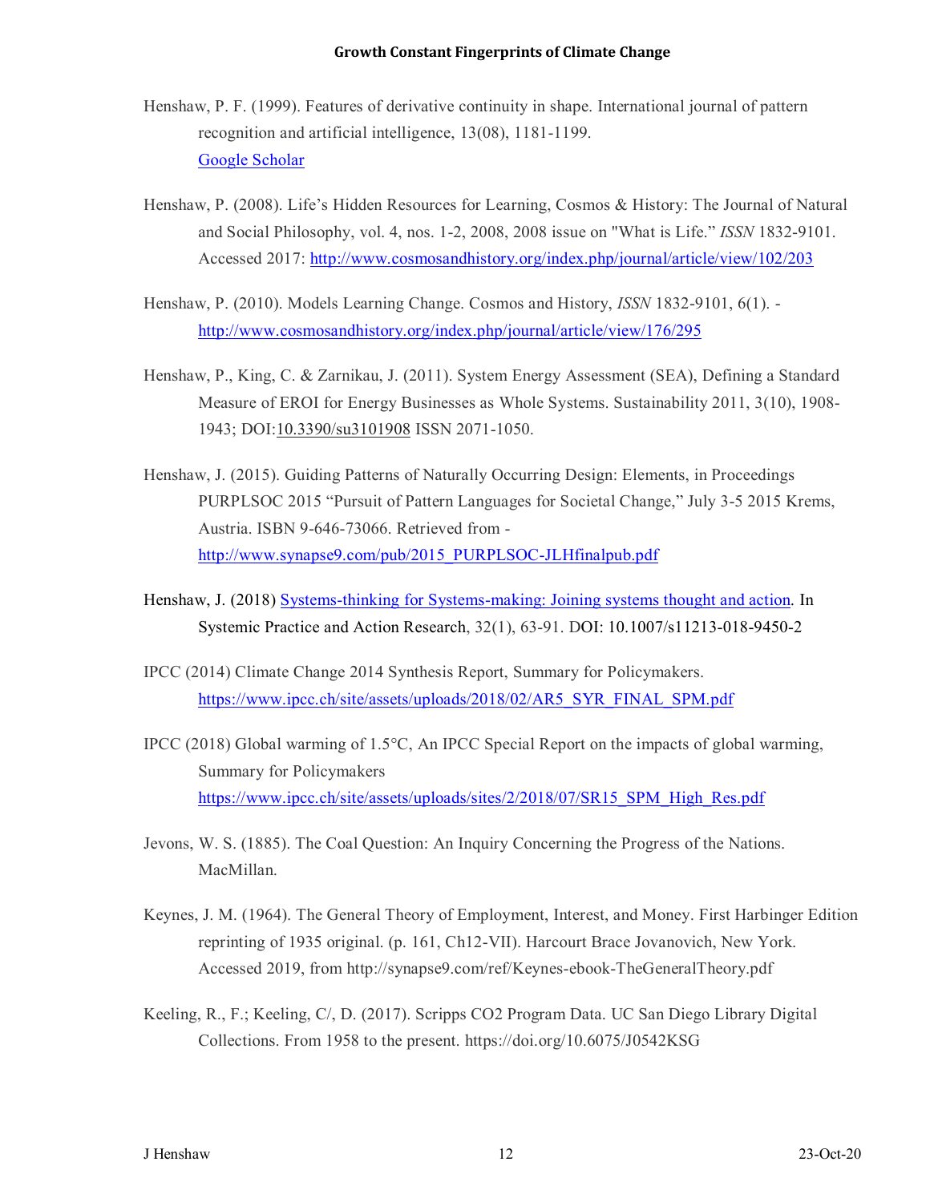Henshaw, P. F. (1999). Features of derivative continuity in shape. International journal of pattern recognition and artificial intelligence, 13(08), 1181-1199. [Google Scholar]

Henshaw, P. (2008). Life's Hidden Resources for Learning, Cosmos & History: The Journal of Natural and Social Philosophy, vol. 4, nos. 1-2, 2008, 2008 issue on "What is Life." *ISSN* 1832-9101. Accessed 2017: http://www.cosmosandhistory.org/index.php/journal/article/view/102/203

Henshaw, P. (2010). Models Learning Change. Cosmos and History, *ISSN* 1832-9101, 6(1). - http://www.cosmosandhistory.org/index.php/journal/article/view/176/295

Henshaw, P., King, C. & Zarnikau, J. (2011). System Energy Assessment (SEA), Defining a Standard Measure of EROI for Energy Businesses as Whole Systems. Sustainability 2011, 3(10), 1908-1943; DOI:10.3390/su3101908 ISSN 2071-1050.

Henshaw, J. (2015). Guiding Patterns of Naturally Occurring Design: Elements, in Proceedings PURPLSOC 2015 "Pursuit of Pattern Languages for Societal Change," July 3-5 2015 Krems, Austria. ISBN 9-646-73066. Retrieved from - http://www.synapse9.com/pub/2015_PURPLSOC-JLHfinalpub.pdf

Henshaw, J. (2018) Systems-thinking for Systems-making: Joining systems thought and action. In Systemic Practice and Action Research, 32(1), 63-91. DOI: 10.1007/s11213-018-9450-2

IPCC (2014) Climate Change 2014 Synthesis Report, Summary for Policymakers. https://www.ipcc.ch/site/assets/uploads/2018/02/AR5_SYR_FINAL_SPM.pdf

IPCC (2018) Global warming of 1.5°C, An IPCC Special Report on the impacts of global warming, Summary for Policymakers https://www.ipcc.ch/site/assets/uploads/sites/2/2018/07/SR15_SPM_High_Res.pdf

Jevons, W. S. (1885). The Coal Question: An Inquiry Concerning the Progress of the Nations. MacMillan.

Keynes, J. M. (1964). The General Theory of Employment, Interest, and Money. First Harbinger Edition reprinting of 1935 original. (p. 161, Ch12-VII). Harcourt Brace Jovanovich, New York. Accessed 2019, from http://synapse9.com/ref/Keynes-ebook-TheGeneralTheory.pdf

Keeling, R., F.; Keeling, C/, D. (2017). Scripps CO2 Program Data. UC San Diego Library Digital Collections. From 1958 to the present. https://doi.org/10.6075/J0542KSG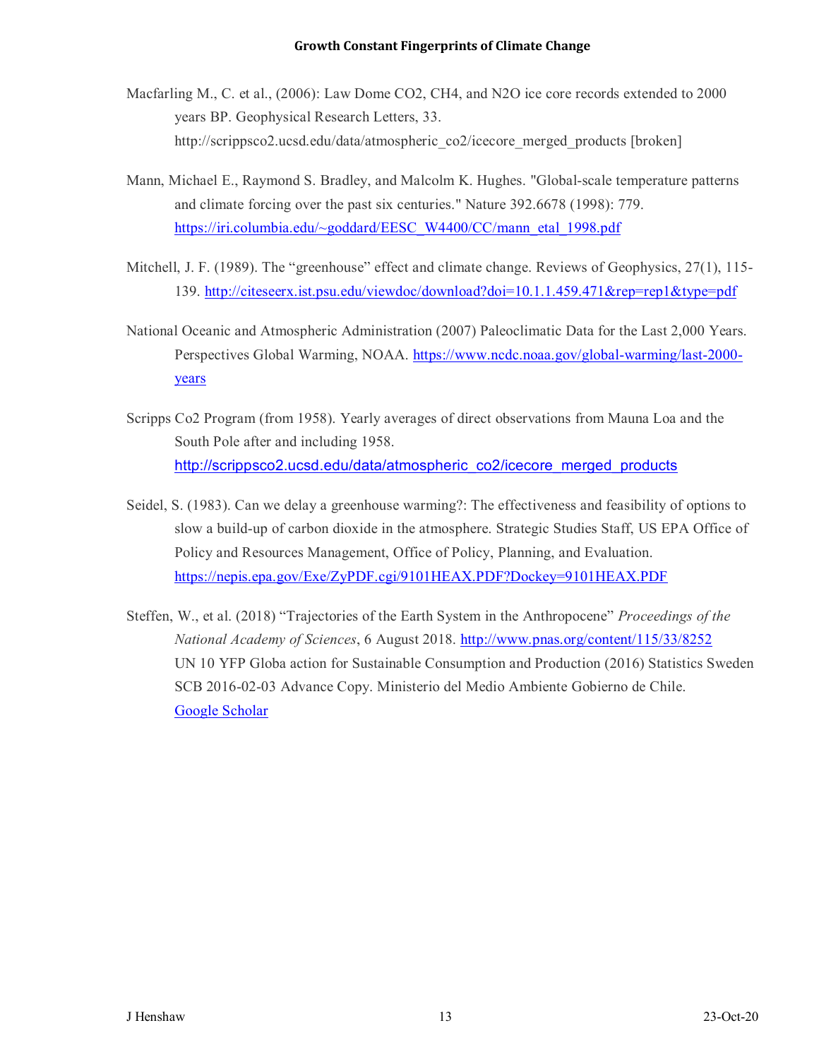Macfarling M., C. et al., (2006): Law Dome CO2, CH4, and N2O ice core records extended to 2000 years BP. Geophysical Research Letters, 33. http://scrippsco2.ucsd.edu/data/atmospheric_co2/icecore_merged_products [broken]

Mann, Michael E., Raymond S. Bradley, and Malcolm K. Hughes. "Global-scale temperature patterns and climate forcing over the past six centuries." Nature 392.6678 (1998): 779. https://iri.columbia.edu/~goddard/EESC_W4400/CC/mann_etal_1998.pdf

Mitchell, J. F. (1989). The "greenhouse" effect and climate change. Reviews of Geophysics, 27(1), 115-139. http://citeseerx.ist.psu.edu/viewdoc/download?doi=10.1.1.459.471&rep=rep1&type=pdf

National Oceanic and Atmospheric Administration (2007) Paleoclimatic Data for the Last 2,000 Years. Perspectives Global Warming, NOAA. https://www.ncdc.noaa.gov/global-warming/last-2000-years

Scripps Co2 Program (from 1958). Yearly averages of direct observations from Mauna Loa and the South Pole after and including 1958. http://scrippsco2.ucsd.edu/data/atmospheric_co2/icecore_merged_products

Seidel, S. (1983). Can we delay a greenhouse warming?: The effectiveness and feasibility of options to slow a build-up of carbon dioxide in the atmosphere. Strategic Studies Staff, US EPA Office of Policy and Resources Management, Office of Policy, Planning, and Evaluation. https://nepis.epa.gov/Exe/ZyPDF.cgi/9101HEAX.PDF?Dockey=9101HEAX.PDF

Steffen, W., et al. (2018) "Trajectories of the Earth System in the Anthropocene" *Proceedings of the National Academy of Sciences*, 6 August 2018. http://www.pnas.org/content/115/33/8252
UN 10 YFP Globa action for Sustainable Consumption and Production (2016) Statistics Sweden SCB 2016-02-03 Advance Copy. Ministerio del Medio Ambiente Gobierno de Chile. Google Scholar